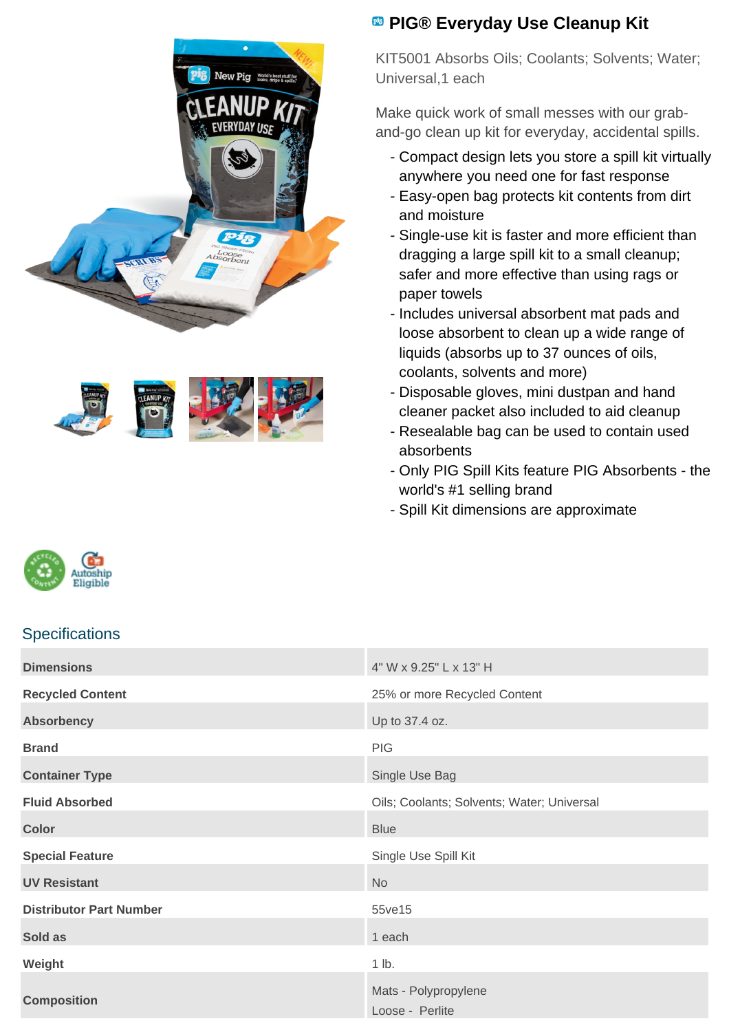# PIG® Everyday Use Cleanup Kit

KIT5001 Absorbs Oils; Coolants; Solvents; Water; Universal,1 each

Make quick work of small messes with our grab-and-go clean up kit for everyday, accidental spills.

- Compact design lets you store a spill kit virtually anywhere you need one for fast response
- Easy-open bag protects kit contents from dirt and moisture
- Single-use kit is faster and more efficient than dragging a large spill kit to a small cleanup; safer and more effective than using rags or paper towels
- Includes universal absorbent mat pads and loose absorbent to clean up a wide range of liquids (absorbs up to 37 ounces of oils, coolants, solvents and more)
- Disposable gloves, mini dustpan and hand cleaner packet also included to aid cleanup
- Resealable bag can be used to contain used absorbents
- Only PIG Spill Kits feature PIG Absorbents - the world's #1 selling brand
- Spill Kit dimensions are approximate

## Specifications

| | |
|---|---|
| **Dimensions** | 4" W x 9.25" L x 13" H |
| **Recycled Content** | 25% or more Recycled Content |
| **Absorbency** | Up to 37.4 oz. |
| **Brand** | PIG |
| **Container Type** | Single Use Bag |
| **Fluid Absorbed** | Oils; Coolants; Solvents; Water; Universal |
| **Color** | Blue |
| **Special Feature** | Single Use Spill Kit |
| **UV Resistant** | No |
| **Distributor Part Number** | 55ve15 |
| **Sold as** | 1 each |
| **Weight** | 1 lb. |
| **Composition** | Mats - Polypropylene<br>Loose - Perlite |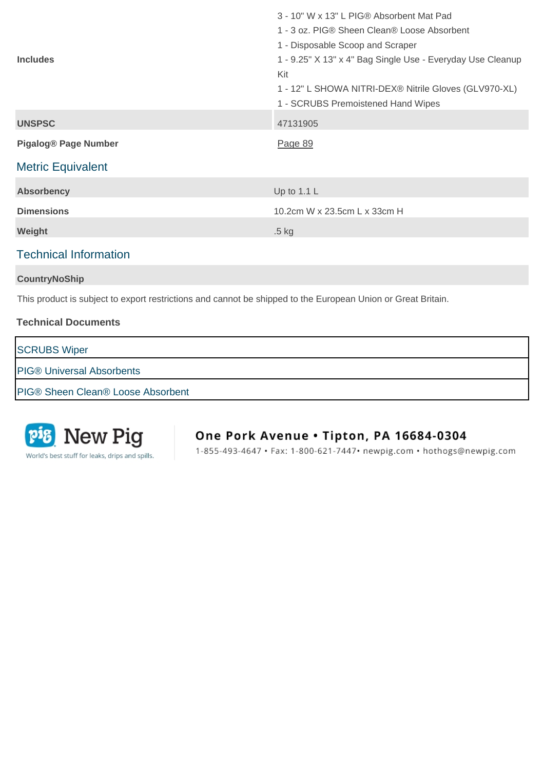| | |
|---|---|
| **Includes** | 3 - 10" W x 13" L PIG® Absorbent Mat Pad<br>1 - 3 oz. PIG® Sheen Clean® Loose Absorbent<br>1 - Disposable Scoop and Scraper<br>1 - 9.25" X 13" x 4" Bag Single Use - Everyday Use Cleanup Kit<br>1 - 12" L SHOWA NITRI-DEX® Nitrile Gloves (GLV970-XL)<br>1 - SCRUBS Premoistened Hand Wipes |
| **UNSPSC** | 47131905 |
| **Pigalog® Page Number** | Page 89 |

## Metric Equivalent

| | |
|---|---|
| **Absorbency** | Up to 1.1 L |
| **Dimensions** | 10.2cm W x 23.5cm L x 33cm H |
| **Weight** | .5 kg |

## Technical Information

**CountryNoShip**

This product is subject to export restrictions and cannot be shipped to the European Union or Great Britain.

**Technical Documents**

| |
|---|
| SCRUBS Wiper |
| PIG® Universal Absorbents |
| PIG® Sheen Clean® Loose Absorbent |

New Pig
World's best stuff for leaks, drips and spills.

**One Pork Avenue • Tipton, PA 16684-0304**

1-855-493-4647 • Fax: 1-800-621-7447• newpig.com • hothogs@newpig.com